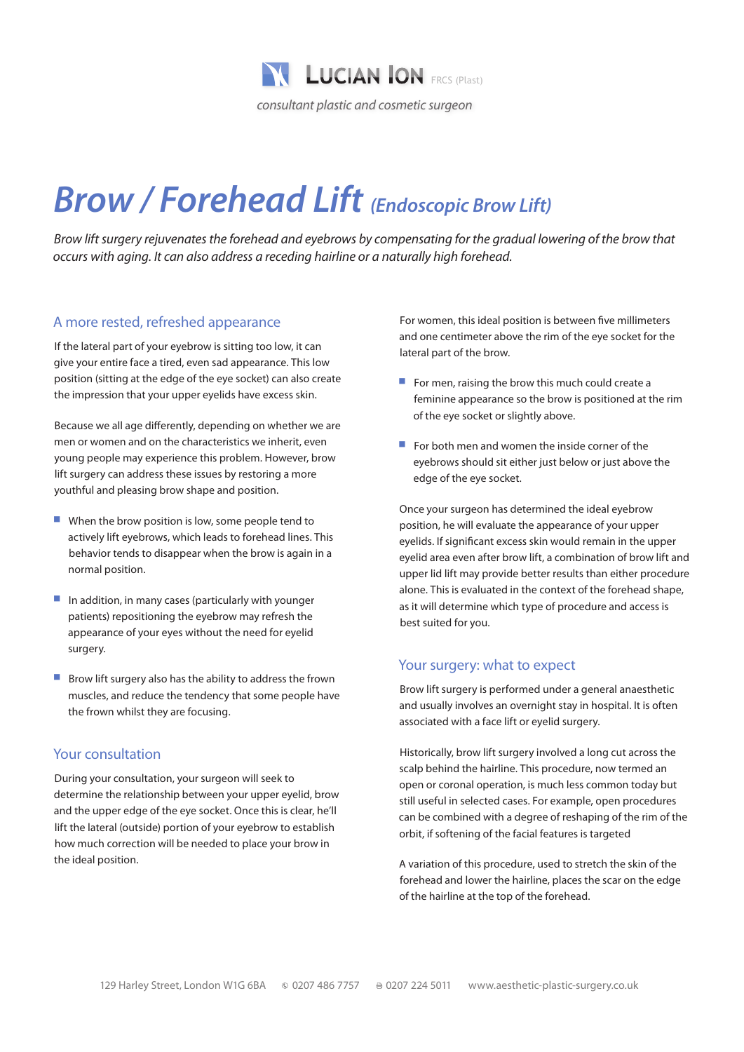**Lucian Ion** FRCS (Plast)

*consultant plastic and cosmetic surgeon*

# Brow / Forehead Lift *(Endoscopic Brow Lift)*

*Brow lift surgery rejuvenates the forehead and eyebrows by compensating for the gradual lowering of the brow that occurs with aging. It can also address a receding hairline or a naturally high forehead.*

## A more rested, refreshed appearance

If the lateral part of your eyebrow is sitting too low, it can give your entire face a tired, even sad appearance. This low position (sitting at the edge of the eye socket) can also create the impression that your upper eyelids have excess skin.

Because we all age differently, depending on whether we are men or women and on the characteristics we inherit, even young people may experience this problem. However, brow lift surgery can address these issues by restoring a more youthful and pleasing brow shape and position.

- When the brow position is low, some people tend to actively lift eyebrows, which leads to forehead lines. This behavior tends to disappear when the brow is again in a normal position.
- In addition, in many cases (particularly with younger patients) repositioning the eyebrow may refresh the appearance of your eyes without the need for eyelid surgery.
- Brow lift surgery also has the ability to address the frown muscles, and reduce the tendency that some people have the frown whilst they are focusing.

## Your consultation

During your consultation, your surgeon will seek to determine the relationship between your upper eyelid, brow and the upper edge of the eye socket. Once this is clear, he'll lift the lateral (outside) portion of your eyebrow to establish how much correction will be needed to place your brow in the ideal position.

For women, this ideal position is between five millimeters and one centimeter above the rim of the eye socket for the lateral part of the brow.

- For men, raising the brow this much could create a feminine appearance so the brow is positioned at the rim of the eye socket or slightly above.
- For both men and women the inside corner of the eyebrows should sit either just below or just above the edge of the eye socket.

Once your surgeon has determined the ideal eyebrow position, he will evaluate the appearance of your upper eyelids. If significant excess skin would remain in the upper eyelid area even after brow lift, a combination of brow lift and upper lid lift may provide better results than either procedure alone. This is evaluated in the context of the forehead shape, as it will determine which type of procedure and access is best suited for you.

## Your surgery: what to expect

Brow lift surgery is performed under a general anaesthetic and usually involves an overnight stay in hospital. It is often associated with a face lift or eyelid surgery.

Historically, brow lift surgery involved a long cut across the scalp behind the hairline. This procedure, now termed an open or coronal operation, is much less common today but still useful in selected cases. For example, open procedures can be combined with a degree of reshaping of the rim of the orbit, if softening of the facial features is targeted

A variation of this procedure, used to stretch the skin of the forehead and lower the hairline, places the scar on the edge of the hairline at the top of the forehead.

129 Harley Street, London W1G 6BA   ✆ 0207 486 7757   ⎙ 0207 224 5011   www.aesthetic-plastic-surgery.co.uk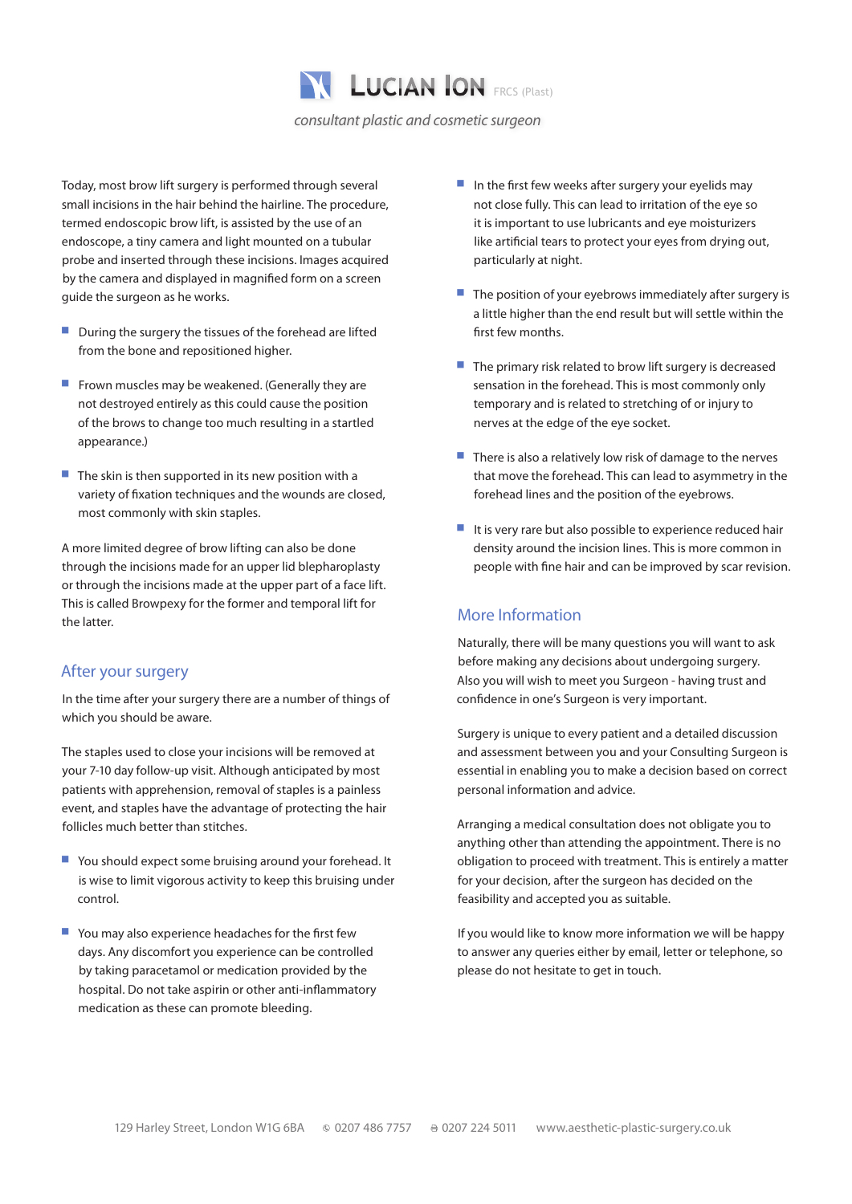Today, most brow lift surgery is performed through several small incisions in the hair behind the hairline. The procedure, termed endoscopic brow lift, is assisted by the use of an endoscope, a tiny camera and light mounted on a tubular probe and inserted through these incisions. Images acquired by the camera and displayed in magnified form on a screen guide the surgeon as he works.

- During the surgery the tissues of the forehead are lifted from the bone and repositioned higher.
- Frown muscles may be weakened. (Generally they are not destroyed entirely as this could cause the position of the brows to change too much resulting in a startled appearance.)
- The skin is then supported in its new position with a variety of fixation techniques and the wounds are closed, most commonly with skin staples.

A more limited degree of brow lifting can also be done through the incisions made for an upper lid blepharoplasty or through the incisions made at the upper part of a face lift. This is called Browpexy for the former and temporal lift for the latter.

## After your surgery

In the time after your surgery there are a number of things of which you should be aware.

The staples used to close your incisions will be removed at your 7-10 day follow-up visit. Although anticipated by most patients with apprehension, removal of staples is a painless event, and staples have the advantage of protecting the hair follicles much better than stitches.

- You should expect some bruising around your forehead. It is wise to limit vigorous activity to keep this bruising under control.
- You may also experience headaches for the first few days. Any discomfort you experience can be controlled by taking paracetamol or medication provided by the hospital. Do not take aspirin or other anti-inflammatory medication as these can promote bleeding.
- In the first few weeks after surgery your eyelids may not close fully. This can lead to irritation of the eye so it is important to use lubricants and eye moisturizers like artificial tears to protect your eyes from drying out, particularly at night.
- The position of your eyebrows immediately after surgery is a little higher than the end result but will settle within the first few months.
- The primary risk related to brow lift surgery is decreased sensation in the forehead. This is most commonly only temporary and is related to stretching of or injury to nerves at the edge of the eye socket.
- There is also a relatively low risk of damage to the nerves that move the forehead. This can lead to asymmetry in the forehead lines and the position of the eyebrows.
- It is very rare but also possible to experience reduced hair density around the incision lines. This is more common in people with fine hair and can be improved by scar revision.

## More Information

Naturally, there will be many questions you will want to ask before making any decisions about undergoing surgery. Also you will wish to meet you Surgeon - having trust and confidence in one's Surgeon is very important.

Surgery is unique to every patient and a detailed discussion and assessment between you and your Consulting Surgeon is essential in enabling you to make a decision based on correct personal information and advice.

Arranging a medical consultation does not obligate you to anything other than attending the appointment. There is no obligation to proceed with treatment. This is entirely a matter for your decision, after the surgeon has decided on the feasibility and accepted you as suitable.

If you would like to know more information we will be happy to answer any queries either by email, letter or telephone, so please do not hesitate to get in touch.